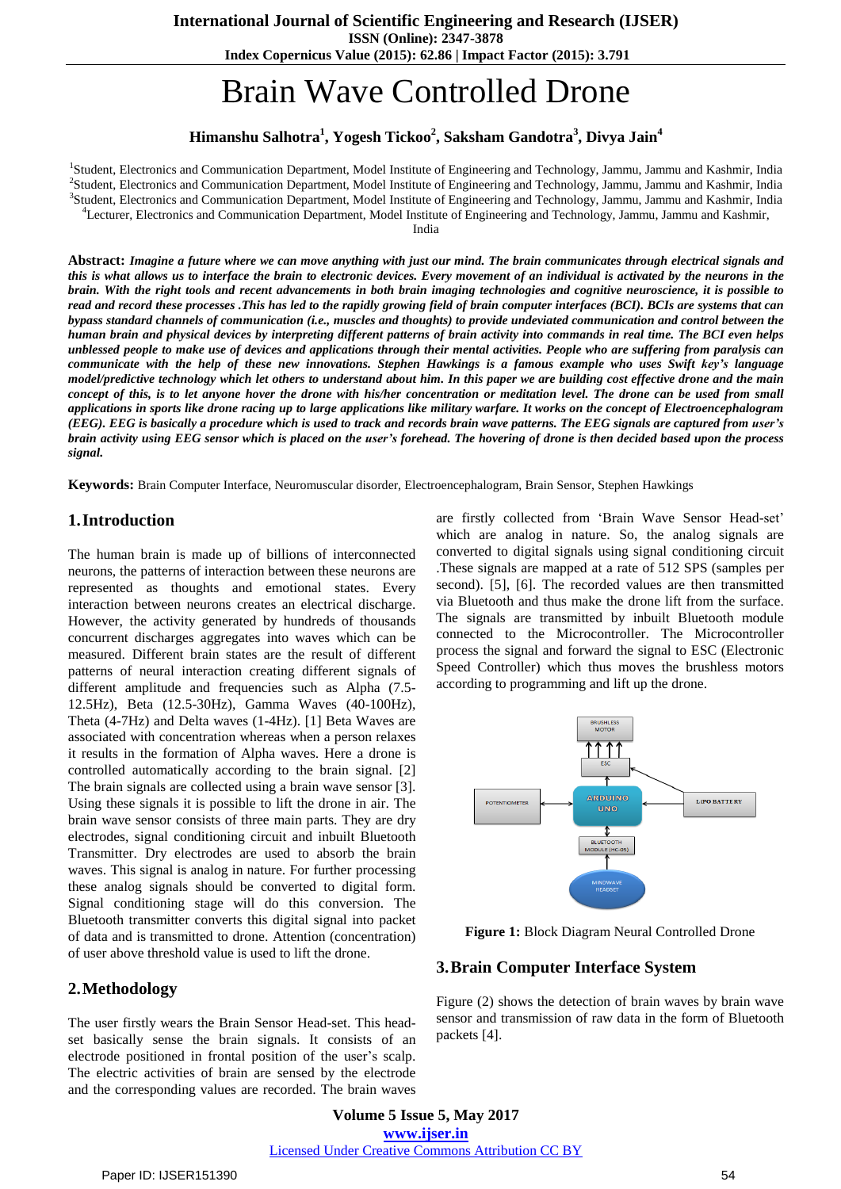# Brain Wave Controlled Drone

**Himanshu Salhotra[1], Yogesh Tickoo[2], Saksham Gandotra[3], Divya Jain[4]**

[1]Student, Electronics and Communication Department, Model Institute of Engineering and Technology, Jammu, Jammu and Kashmir, India
[2]Student, Electronics and Communication Department, Model Institute of Engineering and Technology, Jammu, Jammu and Kashmir, India
[3]Student, Electronics and Communication Department, Model Institute of Engineering and Technology, Jammu, Jammu and Kashmir, India
[4]Lecturer, Electronics and Communication Department, Model Institute of Engineering and Technology, Jammu, Jammu and Kashmir, India

**Abstract:** ***Imagine a future where we can move anything with just our mind. The brain communicates through electrical signals and this is what allows us to interface the brain to electronic devices. Every movement of an individual is activated by the neurons in the brain. With the right tools and recent advancements in both brain imaging technologies and cognitive neuroscience, it is possible to read and record these processes .This has led to the rapidly growing field of brain computer interfaces (BCI). BCIs are systems that can bypass standard channels of communication (i.e., muscles and thoughts) to provide undeviated communication and control between the human brain and physical devices by interpreting different patterns of brain activity into commands in real time. The BCI even helps unblessed people to make use of devices and applications through their mental activities. People who are suffering from paralysis can communicate with the help of these new innovations. Stephen Hawkings is a famous example who uses Swift key's language model/predictive technology which let others to understand about him. In this paper we are building cost effective drone as the main concept of this, is to let anyone hover the drone with his/her concentration or meditation level. The drone can be used from small applications in sports like drone racing up to large applications like military warfare. It works on the concept of Electroencephalogram (EEG). EEG is basically a procedure which is used to track and records brain wave patterns. The EEG signals are captured from user's brain activity using EEG sensor which is placed on the user's forehead. The hovering of drone is then decided based upon the process signal.***

**Keywords:** Brain Computer Interface, Neuromuscular disorder, Electroencephalogram, Brain Sensor, Stephen Hawkings

## 1. Introduction

The human brain is made up of billions of interconnected neurons, the patterns of interaction between these neurons are represented as thoughts and emotional states. Every interaction between neurons creates an electrical discharge. However, the activity generated by hundreds of thousands concurrent discharges aggregates into waves which can be measured. Different brain states are the result of different patterns of neural interaction creating different signals of different amplitude and frequencies such as Alpha (7.5-12.5Hz), Beta (12.5-30Hz), Gamma Waves (40-100Hz), Theta (4-7Hz) and Delta waves (1-4Hz). [1] Beta Waves are associated with concentration whereas when a person relaxes it results in the formation of Alpha waves. Here a drone is controlled automatically according to the brain signal. [2] The brain signals are collected using a brain wave sensor [3]. Using these signals it is possible to lift the drone in air. The brain wave sensor consists of three main parts. They are dry electrodes, signal conditioning circuit and inbuilt Bluetooth Transmitter. Dry electrodes are used to absorb the brain waves. This signal is analog in nature. For further processing these analog signals should be converted to digital form. Signal conditioning stage will do this conversion. The Bluetooth transmitter converts this digital signal into packet of data and is transmitted to drone. Attention (concentration) of user above threshold value is used to lift the drone.

## 2. Methodology

The user firstly wears the Brain Sensor Head-set. This head-set basically sense the brain signals. It consists of an electrode positioned in frontal position of the user's scalp. The electric activities of brain are sensed by the electrode and the corresponding values are recorded. The brain waves are firstly collected from 'Brain Wave Sensor Head-set' which are analog in nature. So, the analog signals are converted to digital signals using signal conditioning circuit .These signals are mapped at a rate of 512 SPS (samples per second). [5], [6]. The recorded values are then transmitted via Bluetooth and thus make the drone lift from the surface. The signals are transmitted by inbuilt Bluetooth module connected to the Microcontroller. The Microcontroller process the signal and forward the signal to ESC (Electronic Speed Controller) which thus moves the brushless motors according to programming and lift up the drone.

**Figure 1:** Block Diagram Neural Controlled Drone

## 3. Brain Computer Interface System

Figure (2) shows the detection of brain waves by brain wave sensor and transmission of raw data in the form of Bluetooth packets [4].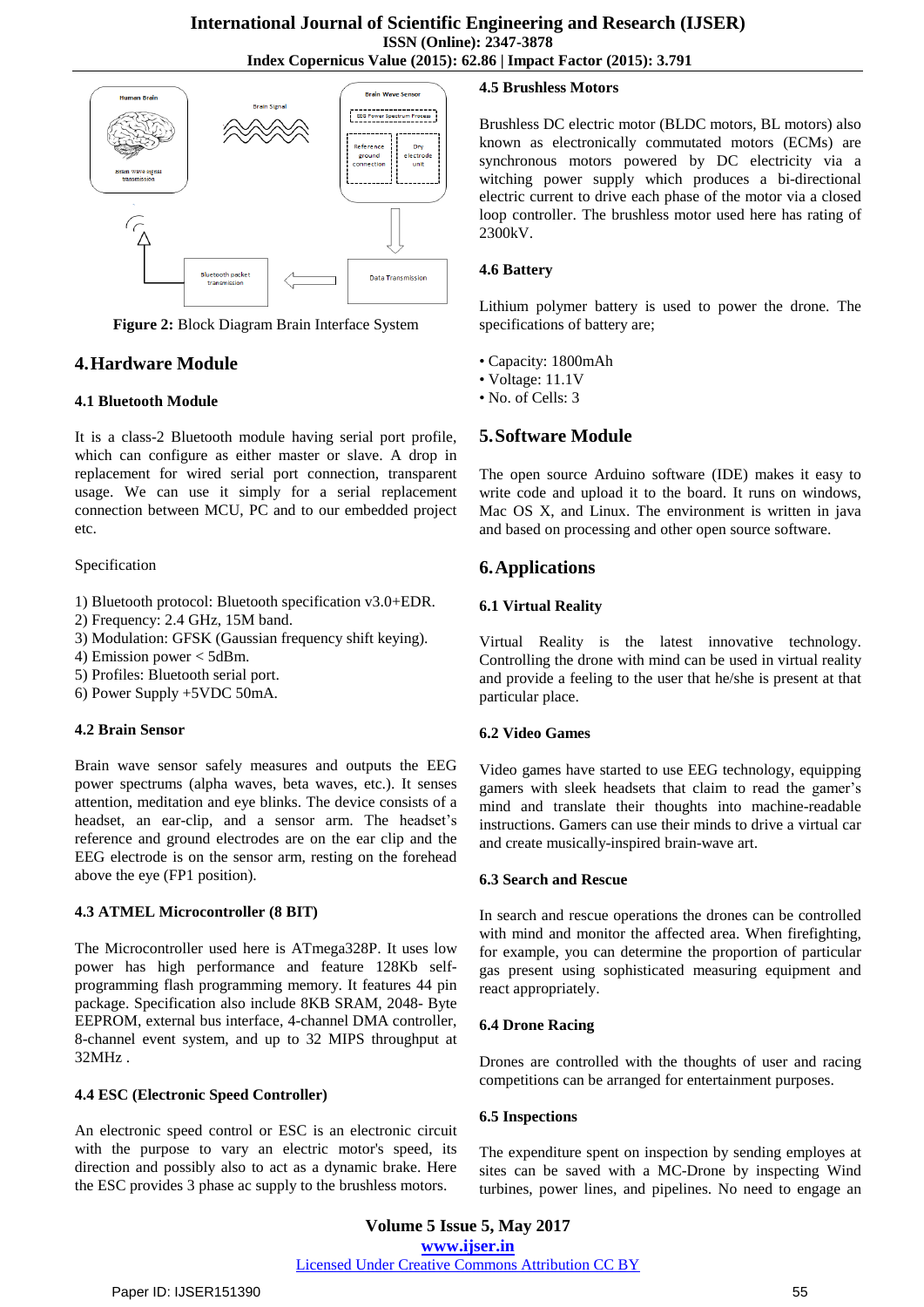Figure 2: Block Diagram Brain Interface System

## 4. Hardware Module

### 4.1 Bluetooth Module

It is a class-2 Bluetooth module having serial port profile, which can configure as either master or slave. A drop in replacement for wired serial port connection, transparent usage. We can use it simply for a serial replacement connection between MCU, PC and to our embedded project etc.

Specification

1) Bluetooth protocol: Bluetooth specification v3.0+EDR.
2) Frequency: 2.4 GHz, 15M band.
3) Modulation: GFSK (Gaussian frequency shift keying).
4) Emission power < 5dBm.
5) Profiles: Bluetooth serial port.
6) Power Supply +5VDC 50mA.

### 4.2 Brain Sensor

Brain wave sensor safely measures and outputs the EEG power spectrums (alpha waves, beta waves, etc.). It senses attention, meditation and eye blinks. The device consists of a headset, an ear-clip, and a sensor arm. The headset's reference and ground electrodes are on the ear clip and the EEG electrode is on the sensor arm, resting on the forehead above the eye (FP1 position).

### 4.3 ATMEL Microcontroller (8 BIT)

The Microcontroller used here is ATmega328P. It uses low power has high performance and feature 128Kb self-programming flash programming memory. It features 44 pin package. Specification also include 8KB SRAM, 2048- Byte EEPROM, external bus interface, 4-channel DMA controller, 8-channel event system, and up to 32 MIPS throughput at 32MHz .

### 4.4 ESC (Electronic Speed Controller)

An electronic speed control or ESC is an electronic circuit with the purpose to vary an electric motor's speed, its direction and possibly also to act as a dynamic brake. Here the ESC provides 3 phase ac supply to the brushless motors.

### 4.5 Brushless Motors

Brushless DC electric motor (BLDC motors, BL motors) also known as electronically commutated motors (ECMs) are synchronous motors powered by DC electricity via a witching power supply which produces a bi-directional electric current to drive each phase of the motor via a closed loop controller. The brushless motor used here has rating of 2300kV.

### 4.6 Battery

Lithium polymer battery is used to power the drone. The specifications of battery are;

- Capacity: 1800mAh
- Voltage: 11.1V
- No. of Cells: 3

## 5. Software Module

The open source Arduino software (IDE) makes it easy to write code and upload it to the board. It runs on windows, Mac OS X, and Linux. The environment is written in java and based on processing and other open source software.

## 6. Applications

### 6.1 Virtual Reality

Virtual Reality is the latest innovative technology. Controlling the drone with mind can be used in virtual reality and provide a feeling to the user that he/she is present at that particular place.

### 6.2 Video Games

Video games have started to use EEG technology, equipping gamers with sleek headsets that claim to read the gamer's mind and translate their thoughts into machine-readable instructions. Gamers can use their minds to drive a virtual car and create musically-inspired brain-wave art.

### 6.3 Search and Rescue

In search and rescue operations the drones can be controlled with mind and monitor the affected area. When firefighting, for example, you can determine the proportion of particular gas present using sophisticated measuring equipment and react appropriately.

### 6.4 Drone Racing

Drones are controlled with the thoughts of user and racing competitions can be arranged for entertainment purposes.

### 6.5 Inspections

The expenditure spent on inspection by sending employes at sites can be saved with a MC-Drone by inspecting Wind turbines, power lines, and pipelines. No need to engage an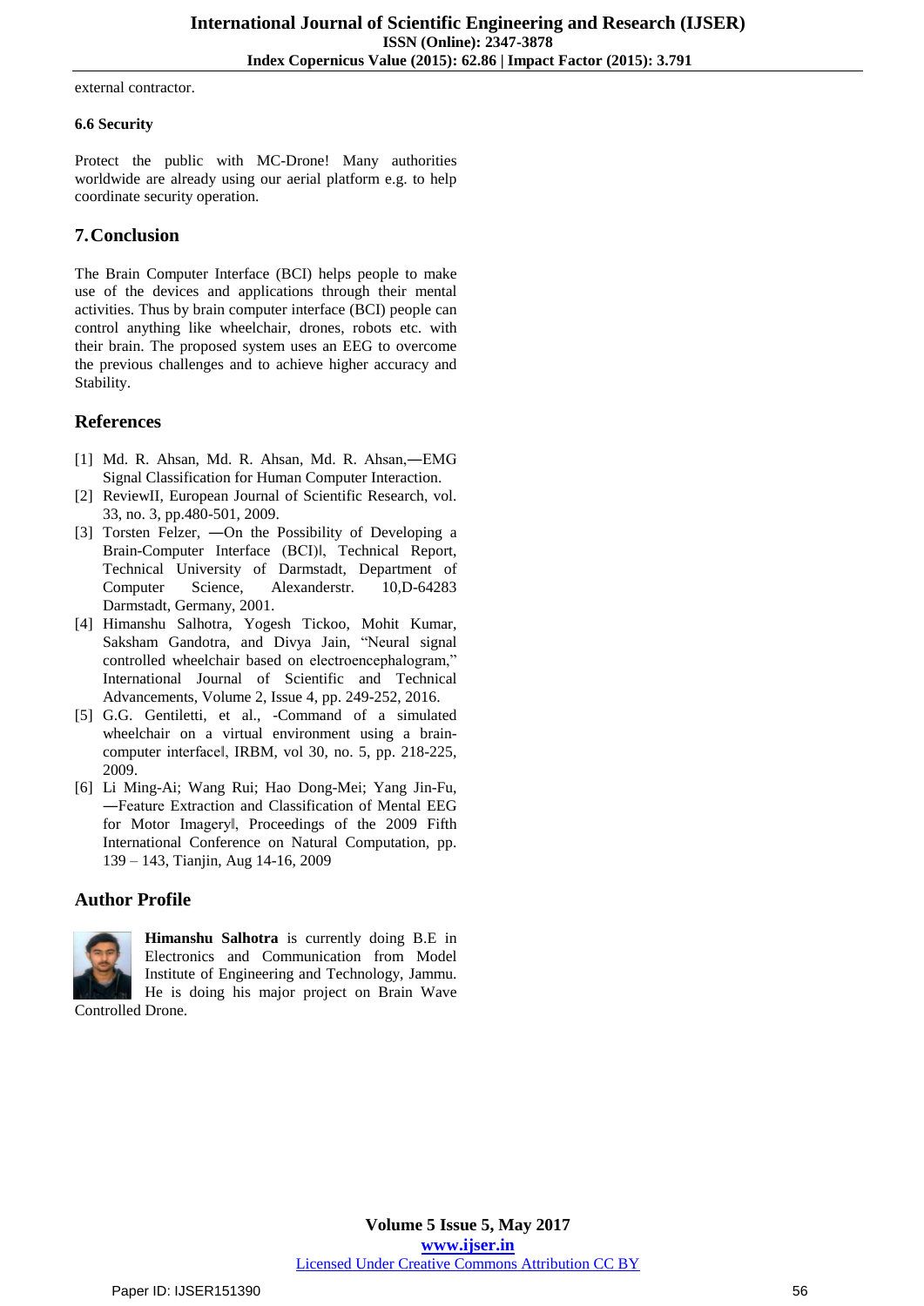external contractor.

#### 6.6 Security

Protect the public with MC-Drone! Many authorities worldwide are already using our aerial platform e.g. to help coordinate security operation.

## 7. Conclusion

The Brain Computer Interface (BCI) helps people to make use of the devices and applications through their mental activities. Thus by brain computer interface (BCI) people can control anything like wheelchair, drones, robots etc. with their brain. The proposed system uses an EEG to overcome the previous challenges and to achieve higher accuracy and Stability.

## References

[1] Md. R. Ahsan, Md. R. Ahsan, Md. R. Ahsan,―EMG Signal Classification for Human Computer Interaction.
[2] ReviewII, European Journal of Scientific Research, vol. 33, no. 3, pp.480-501, 2009.
[3] Torsten Felzer, ―On the Possibility of Developing a Brain-Computer Interface (BCI)‖, Technical Report, Technical University of Darmstadt, Department of Computer Science, Alexanderstr. 10,D-64283 Darmstadt, Germany, 2001.
[4] Himanshu Salhotra, Yogesh Tickoo, Mohit Kumar, Saksham Gandotra, and Divya Jain, "Neural signal controlled wheelchair based on electroencephalogram," International Journal of Scientific and Technical Advancements, Volume 2, Issue 4, pp. 249-252, 2016.
[5] G.G. Gentiletti, et al., -Command of a simulated wheelchair on a virtual environment using a brain-computer interface‖, IRBM, vol 30, no. 5, pp. 218-225, 2009.
[6] Li Ming-Ai; Wang Rui; Hao Dong-Mei; Yang Jin-Fu, ―Feature Extraction and Classification of Mental EEG for Motor Imagery‖, Proceedings of the 2009 Fifth International Conference on Natural Computation, pp. 139 – 143, Tianjin, Aug 14-16, 2009

## Author Profile

**Himanshu Salhotra** is currently doing B.E in Electronics and Communication from Model Institute of Engineering and Technology, Jammu. He is doing his major project on Brain Wave Controlled Drone.